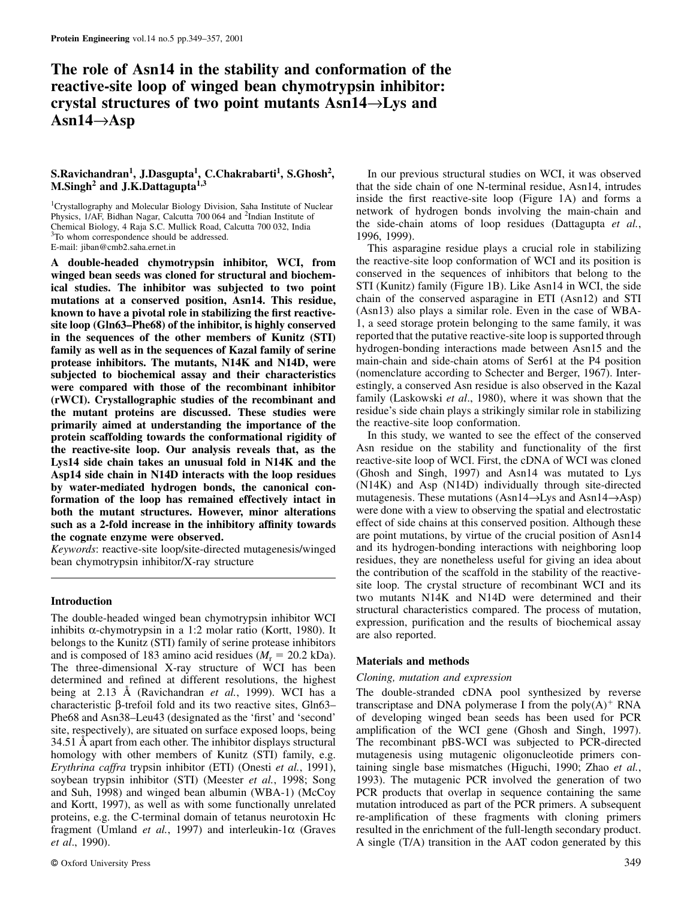# The role of Asn14 in the stability and conformation of the reactive-site loop of winged bean chymotrypsin inhibitor: crystal structures of two point mutants Asn14→Lys and Asn14→Asp

**S.Ravichandran[1], J.Dasgupta[1], C.Chakrabarti[1], S.Ghosh[2], M.Singh[2] and J.K.Dattagupta[1,3]**

[1]Crystallography and Molecular Biology Division, Saha Institute of Nuclear Physics, 1/AF, Bidhan Nagar, Calcutta 700 064 and [2]Indian Institute of Chemical Biology, 4 Raja S.C. Mullick Road, Calcutta 700 032, India
[3]To whom correspondence should be addressed.
E-mail: jiban@cmb2.saha.ernet.in

**A double-headed chymotrypsin inhibitor, WCI, from winged bean seeds was cloned for structural and biochemical studies. The inhibitor was subjected to two point mutations at a conserved position, Asn14. This residue, known to have a pivotal role in stabilizing the first reactive-site loop (Gln63–Phe68) of the inhibitor, is highly conserved in the sequences of the other members of Kunitz (STI) family as well as in the sequences of Kazal family of serine protease inhibitors. The mutants, N14K and N14D, were subjected to biochemical assay and their characteristics were compared with those of the recombinant inhibitor (rWCI). Crystallographic studies of the recombinant and the mutant proteins are discussed. These studies were primarily aimed at understanding the importance of the protein scaffolding towards the conformational rigidity of the reactive-site loop. Our analysis reveals that, as the Lys14 side chain takes an unusual fold in N14K and the Asp14 side chain in N14D interacts with the loop residues by water-mediated hydrogen bonds, the canonical conformation of the loop has remained effectively intact in both the mutant structures. However, minor alterations such as a 2-fold increase in the inhibitory affinity towards the cognate enzyme were observed.**

*Keywords*: reactive-site loop/site-directed mutagenesis/winged bean chymotrypsin inhibitor/X-ray structure

## Introduction

The double-headed winged bean chymotrypsin inhibitor WCI inhibits α-chymotrypsin in a 1:2 molar ratio (Kortt, 1980). It belongs to the Kunitz (STI) family of serine protease inhibitors and is composed of 183 amino acid residues ($M_r$ = 20.2 kDa). The three-dimensional X-ray structure of WCI has been determined and refined at different resolutions, the highest being at 2.13 Å (Ravichandran *et al.*, 1999). WCI has a characteristic β-trefoil fold and its two reactive sites, Gln63–Phe68 and Asn38–Leu43 (designated as the 'first' and 'second' site, respectively), are situated on surface exposed loops, being 34.51 Å apart from each other. The inhibitor displays structural homology with other members of Kunitz (STI) family, e.g. *Erythrina caffra* trypsin inhibitor (ETI) (Onesti *et al.*, 1991), soybean trypsin inhibitor (STI) (Meester *et al.*, 1998; Song and Suh, 1998) and winged bean albumin (WBA-1) (McCoy and Kortt, 1997), as well as with some functionally unrelated proteins, e.g. the C-terminal domain of tetanus neurotoxin Hc fragment (Umland *et al.*, 1997) and interleukin-1α (Graves *et al.*, 1990).

In our previous structural studies on WCI, it was observed that the side chain of one N-terminal residue, Asn14, intrudes inside the first reactive-site loop (Figure 1A) and forms a network of hydrogen bonds involving the main-chain and the side-chain atoms of loop residues (Dattagupta *et al.*, 1996, 1999).

This asparagine residue plays a crucial role in stabilizing the reactive-site loop conformation of WCI and its position is conserved in the sequences of inhibitors that belong to the STI (Kunitz) family (Figure 1B). Like Asn14 in WCI, the side chain of the conserved asparagine in ETI (Asn12) and STI (Asn13) also plays a similar role. Even in the case of WBA-1, a seed storage protein belonging to the same family, it was reported that the putative reactive-site loop is supported through hydrogen-bonding interactions made between Asn15 and the main-chain and side-chain atoms of Ser61 at the P4 position (nomenclature according to Schecter and Berger, 1967). Interestingly, a conserved Asn residue is also observed in the Kazal family (Laskowski *et al.*, 1980), where it was shown that the residue's side chain plays a strikingly similar role in stabilizing the reactive-site loop conformation.

In this study, we wanted to see the effect of the conserved Asn residue on the stability and functionality of the first reactive-site loop of WCI. First, the cDNA of WCI was cloned (Ghosh and Singh, 1997) and Asn14 was mutated to Lys (N14K) and Asp (N14D) individually through site-directed mutagenesis. These mutations (Asn14→Lys and Asn14→Asp) were done with a view to observing the spatial and electrostatic effect of side chains at this conserved position. Although these are point mutations, by virtue of the crucial position of Asn14 and its hydrogen-bonding interactions with neighboring loop residues, they are nonetheless useful for giving an idea about the contribution of the scaffold in the stability of the reactive-site loop. The crystal structure of recombinant WCI and its two mutants N14K and N14D were determined and their structural characteristics compared. The process of mutation, expression, purification and the results of biochemical assay are also reported.

## Materials and methods

### Cloning, mutation and expression

The double-stranded cDNA pool synthesized by reverse transcriptase and DNA polymerase I from the poly(A)$^+$ RNA of developing winged bean seeds has been used for PCR amplification of the WCI gene (Ghosh and Singh, 1997). The recombinant pBS-WCI was subjected to PCR-directed mutagenesis using mutagenic oligonucleotide primers containing single base mismatches (Higuchi, 1990; Zhao *et al.*, 1993). The mutagenic PCR involved the generation of two PCR products that overlap in sequence containing the same mutation introduced as part of the PCR primers. A subsequent re-amplification of these fragments with cloning primers resulted in the enrichment of the full-length secondary product. A single (T/A) transition in the AAT codon generated by this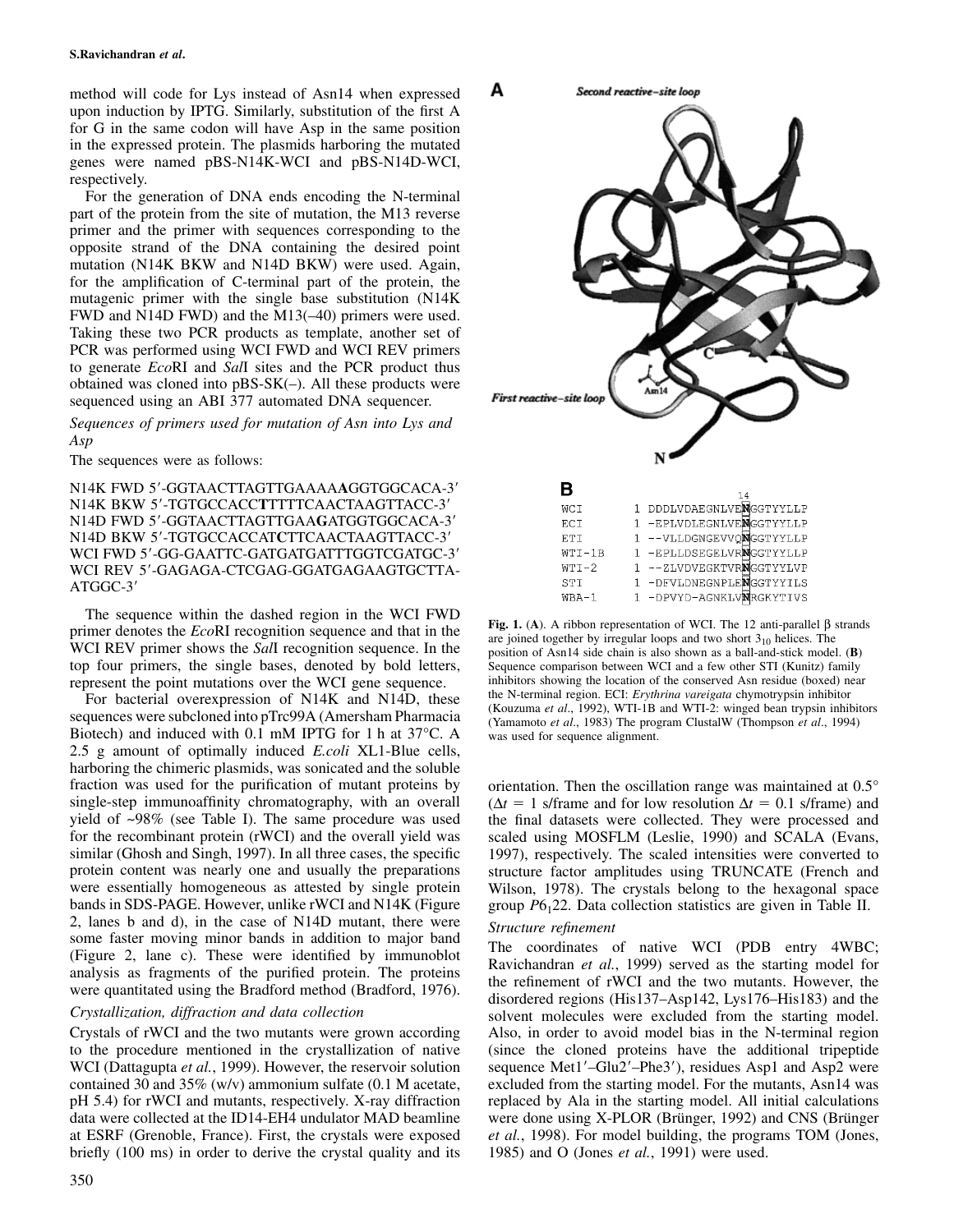method will code for Lys instead of Asn14 when expressed upon induction by IPTG. Similarly, substitution of the first A for G in the same codon will have Asp in the same position in the expressed protein. The plasmids harboring the mutated genes were named pBS-N14K-WCI and pBS-N14D-WCI, respectively.

For the generation of DNA ends encoding the N-terminal part of the protein from the site of mutation, the M13 reverse primer and the primer with sequences corresponding to the opposite strand of the DNA containing the desired point mutation (N14K BKW and N14D BKW) were used. Again, for the amplification of C-terminal part of the protein, the mutagenic primer with the single base substitution (N14K FWD and N14D FWD) and the M13(–40) primers were used. Taking these two PCR products as template, another set of PCR was performed using WCI FWD and WCI REV primers to generate *Eco*RI and *Sal*I sites and the PCR product thus obtained was cloned into pBS-SK(–). All these products were sequenced using an ABI 377 automated DNA sequencer.

*Sequences of primers used for mutation of Asn into Lys and Asp*

The sequences were as follows:

N14K FWD 5′-GGTAACTTAGTTGAAAA**A**GGTGGCACA-3′
N14K BKW 5′-TGTGCCACC**T**TTTTCAACTAAGTTACC-3′
N14D FWD 5′-GGTAACTTAGTTGAA**G**ATGGTGGCACA-3′
N14D BKW 5′-TGTGCCACCAT**C**TTCAACTAAGTTACC-3′
WCI FWD 5′-GG-GAATTC-GATGATGATTTGGTCGATGC-3′
WCI REV 5′-GAGAGA-CTCGAG-GGATGAGAAGTGCTTA-ATGGC-3′

The sequence within the dashed region in the WCI FWD primer denotes the *Eco*RI recognition sequence and that in the WCI REV primer shows the *Sal*I recognition sequence. In the top four primers, the single bases, denoted by bold letters, represent the point mutations over the WCI gene sequence.

For bacterial overexpression of N14K and N14D, these sequences were subcloned into pTrc99A (Amersham Pharmacia Biotech) and induced with 0.1 mM IPTG for 1 h at 37°C. A 2.5 g amount of optimally induced *E.coli* XL1-Blue cells, harboring the chimeric plasmids, was sonicated and the soluble fraction was used for the purification of mutant proteins by single-step immunoaffinity chromatography, with an overall yield of ~98% (see Table I). The same procedure was used for the recombinant protein (rWCI) and the overall yield was similar (Ghosh and Singh, 1997). In all three cases, the specific protein content was nearly one and usually the preparations were essentially homogeneous as attested by single protein bands in SDS-PAGE. However, unlike rWCI and N14K (Figure 2, lanes b and d), in the case of N14D mutant, there were some faster moving minor bands in addition to major band (Figure 2, lane c). These were identified by immunoblot analysis as fragments of the purified protein. The proteins were quantitated using the Bradford method (Bradford, 1976).

*Crystallization, diffraction and data collection*

Crystals of rWCI and the two mutants were grown according to the procedure mentioned in the crystallization of native WCI (Dattagupta *et al.*, 1999). However, the reservoir solution contained 30 and 35% (w/v) ammonium sulfate (0.1 M acetate, pH 5.4) for rWCI and mutants, respectively. X-ray diffraction data were collected at the ID14-EH4 undulator MAD beamline at ESRF (Grenoble, France). First, the crystals were exposed briefly (100 ms) in order to derive the crystal quality and its orientation. Then the oscillation range was maintained at 0.5° ($\Delta t$ = 1 s/frame and for low resolution $\Delta t$ = 0.1 s/frame) and the final datasets were collected. They were processed and scaled using MOSFLM (Leslie, 1990) and SCALA (Evans, 1997), respectively. The scaled intensities were converted to structure factor amplitudes using TRUNCATE (French and Wilson, 1978). The crystals belong to the hexagonal space group $P6_122$. Data collection statistics are given in Table II.

*Structure refinement*

The coordinates of native WCI (PDB entry 4WBC; Ravichandran *et al.*, 1999) served as the starting model for the refinement of rWCI and the two mutants. However, the disordered regions (His137–Asp142, Lys176–His183) and the solvent molecules were excluded from the starting model. Also, in order to avoid model bias in the N-terminal region (since the cloned proteins have the additional tripeptide sequence Met1′–Glu2′–Phe3′), residues Asp1 and Asp2 were excluded from the starting model. For the mutants, Asn14 was replaced by Ala in the starting model. All initial calculations were done using X-PLOR (Brünger, 1992) and CNS (Brünger *et al.*, 1998). For model building, the programs TOM (Jones, 1985) and O (Jones *et al.*, 1991) were used.

**A**

Second reactive-site loop

First reactive-site loop

Asn14

C

N

**B**

```
                               14
WCI      1 DDDLVDAEGNLVENGGTYYLLP
ECI      1 -EPLVDLEGNLVENGGTYYLLP
ETI      1 --VLLDGNGEVVQNGGTYYLLP
WTI-1B   1 -EPLLDSEGELVRNGGTYYLLP
WTI-2    1 --ZLVDVEGKTVRNGGTYYLVP
STI      1 -DFVLDNEGNPLENGGTYYILS
WBA-1    1 -DPVYD-AGNKLVNRGKYTIVS
```

**Fig. 1.** (**A**). A ribbon representation of WCI. The 12 anti-parallel β strands are joined together by irregular loops and two short $3_{10}$ helices. The position of Asn14 side chain is also shown as a ball-and-stick model. (**B**) Sequence comparison between WCI and a few other STI (Kunitz) family inhibitors showing the location of the conserved Asn residue (boxed) near the N-terminal region. ECI: *Erythrina vareigata* chymotrypsin inhibitor (Kouzuma *et al.*, 1992), WTI-1B and WTI-2: winged bean trypsin inhibitors (Yamamoto *et al.*, 1983) The program ClustalW (Thompson *et al.*, 1994) was used for sequence alignment.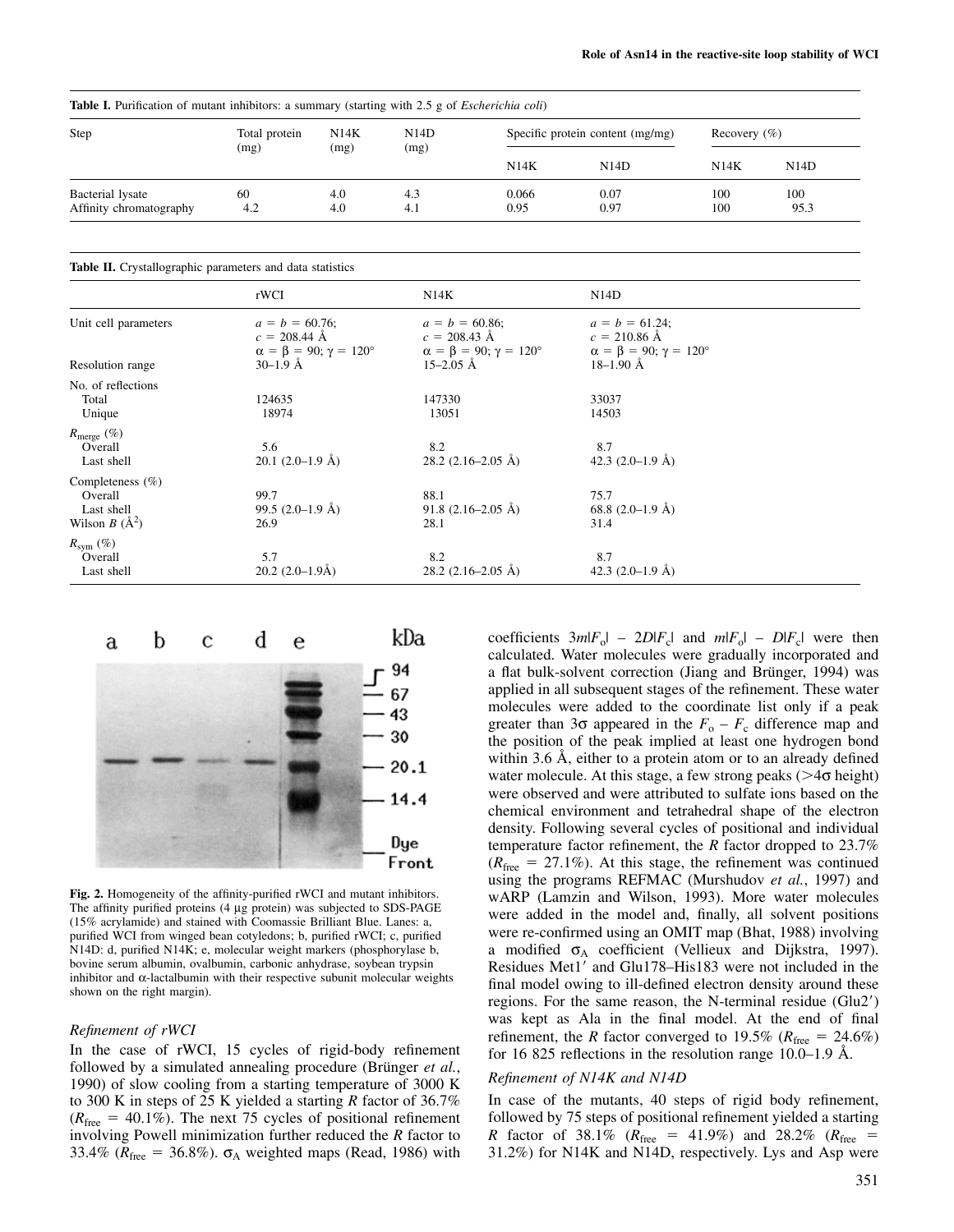**Table I.** Purification of mutant inhibitors: a summary (starting with 2.5 g of *Escherichia coli*)

| Step | Total protein (mg) | N14K (mg) | N14D (mg) | Specific protein content (mg/mg) | | Recovery (%) | |
|---|---|---|---|---|---|---|---|
| | | | | N14K | N14D | N14K | N14D |
| Bacterial lysate | 60 | 4.0 | 4.3 | 0.066 | 0.07 | 100 | 100 |
| Affinity chromatography | 4.2 | 4.0 | 4.1 | 0.95 | 0.97 | 100 | 95.3 |

**Table II.** Crystallographic parameters and data statistics

| | rWCI | N14K | N14D |
|---|---|---|---|
| Unit cell parameters | $a = b = 60.76$; $c = 208.44$ Å $\alpha = \beta = 90$; $\gamma = 120°$ | $a = b = 60.86$; $c = 208.43$ Å $\alpha = \beta = 90$; $\gamma = 120°$ | $a = b = 61.24$; $c = 210.86$ Å $\alpha = \beta = 90$; $\gamma = 120°$ |
| Resolution range | 30–1.9 Å | 15–2.05 Å | 18–1.90 Å |
| No. of reflections | | | |
| Total | 124635 | 147330 | 33037 |
| Unique | 18974 | 13051 | 14503 |
| $R_{merge}$ (%) | | | |
| Overall | 5.6 | 8.2 | 8.7 |
| Last shell | 20.1 (2.0–1.9 Å) | 28.2 (2.16–2.05 Å) | 42.3 (2.0–1.9 Å) |
| Completeness (%) | | | |
| Overall | 99.7 | 88.1 | 75.7 |
| Last shell | 99.5 (2.0–1.9 Å) | 91.8 (2.16–2.05 Å) | 68.8 (2.0–1.9 Å) |
| Wilson $B$ (Å$^2$) | 26.9 | 28.1 | 31.4 |
| $R_{sym}$ (%) | | | |
| Overall | 5.7 | 8.2 | 8.7 |
| Last shell | 20.2 (2.0–1.9Å) | 28.2 (2.16–2.05 Å) | 42.3 (2.0–1.9 Å) |

**Fig. 2.** Homogeneity of the affinity-purified rWCI and mutant inhibitors. The affinity purified proteins (4 µg protein) was subjected to SDS-PAGE (15% acrylamide) and stained with Coomassie Brilliant Blue. Lanes: a, purified WCI from winged bean cotyledons; b, purified rWCI; c, purified N14D: d, purified N14K; e, molecular weight markers (phosphorylase b, bovine serum albumin, ovalbumin, carbonic anhydrase, soybean trypsin inhibitor and α-lactalbumin with their respective subunit molecular weights shown on the right margin).

### *Refinement of rWCI*

In the case of rWCI, 15 cycles of rigid-body refinement followed by a simulated annealing procedure (Brünger *et al.*, 1990) of slow cooling from a starting temperature of 3000 K to 300 K in steps of 25 K yielded a starting *R* factor of 36.7% ($R_{free}$ = 40.1%). The next 75 cycles of positional refinement involving Powell minimization further reduced the *R* factor to 33.4% ($R_{free}$ = 36.8%). $\sigma_A$ weighted maps (Read, 1986) with coefficients $3m|F_o| - 2D|F_c|$ and $m|F_o| - D|F_c|$ were then calculated. Water molecules were gradually incorporated and a flat bulk-solvent correction (Jiang and Brünger, 1994) was applied in all subsequent stages of the refinement. These water molecules were added to the coordinate list only if a peak greater than 3σ appeared in the $F_o - F_c$ difference map and the position of the peak implied at least one hydrogen bond within 3.6 Å, either to a protein atom or to an already defined water molecule. At this stage, a few strong peaks (>4σ height) were observed and were attributed to sulfate ions based on the chemical environment and tetrahedral shape of the electron density. Following several cycles of positional and individual temperature factor refinement, the *R* factor dropped to 23.7% ($R_{free}$ = 27.1%). At this stage, the refinement was continued using the programs REFMAC (Murshudov *et al.*, 1997) and wARP (Lamzin and Wilson, 1993). More water molecules were added in the model and, finally, all solvent positions were re-confirmed using an OMIT map (Bhat, 1988) involving a modified $\sigma_A$ coefficient (Vellieux and Dijkstra, 1997). Residues Met1′ and Glu178–His183 were not included in the final model owing to ill-defined electron density around these regions. For the same reason, the N-terminal residue (Glu2′) was kept as Ala in the final model. At the end of final refinement, the *R* factor converged to 19.5% ($R_{free}$ = 24.6%) for 16 825 reflections in the resolution range 10.0–1.9 Å.

### *Refinement of N14K and N14D*

In case of the mutants, 40 steps of rigid body refinement, followed by 75 steps of positional refinement yielded a starting *R* factor of 38.1% ($R_{free}$ = 41.9%) and 28.2% ($R_{free}$ = 31.2%) for N14K and N14D, respectively. Lys and Asp were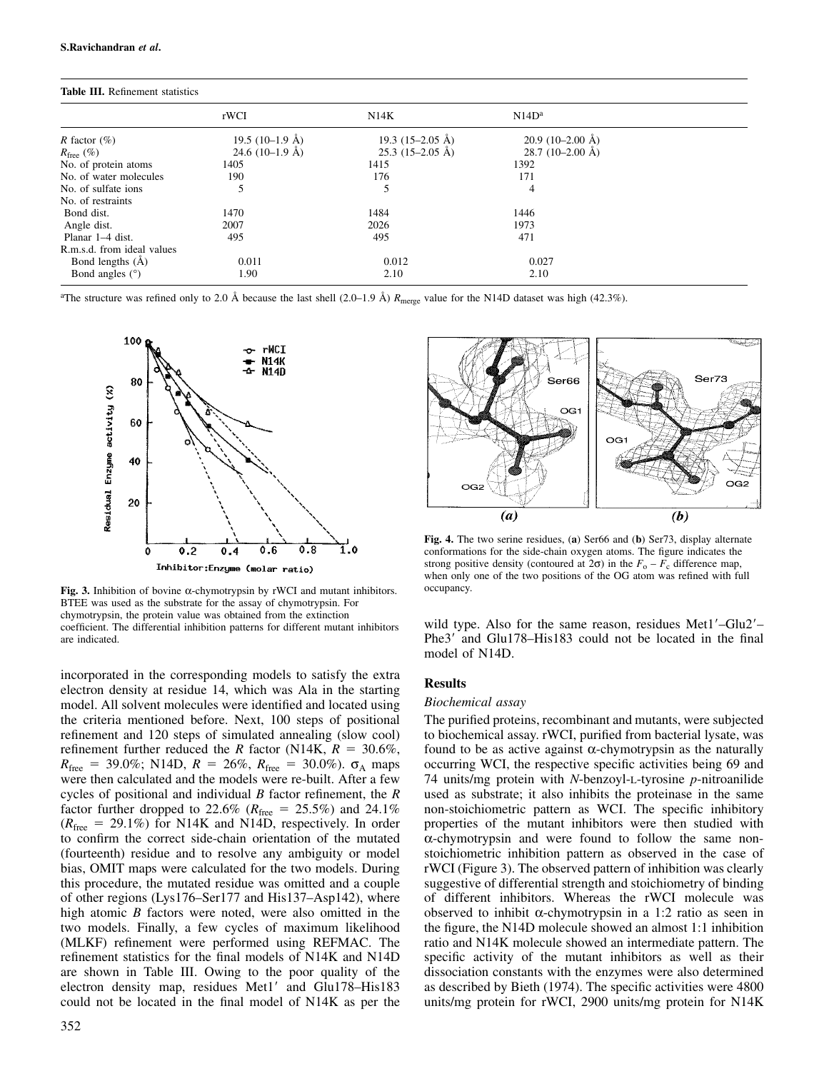**Table III.** Refinement statistics

| | rWCI | N14K | N14D[a] |
|---|---|---|---|
| *R* factor (%) | 19.5 (10–1.9 Å) | 19.3 (15–2.05 Å) | 20.9 (10–2.00 Å) |
| $R_{free}$ (%) | 24.6 (10–1.9 Å) | 25.3 (15–2.05 Å) | 28.7 (10–2.00 Å) |
| No. of protein atoms | 1405 | 1415 | 1392 |
| No. of water molecules | 190 | 176 | 171 |
| No. of sulfate ions | 5 | 5 | 4 |
| No. of restraints | | | |
| Bond dist. | 1470 | 1484 | 1446 |
| Angle dist. | 2007 | 2026 | 1973 |
| Planar 1–4 dist. | 495 | 495 | 471 |
| R.m.s.d. from ideal values | | | |
| Bond lengths (Å) | 0.011 | 0.012 | 0.027 |
| Bond angles (°) | 1.90 | 2.10 | 2.10 |

[a]The structure was refined only to 2.0 Å because the last shell (2.0–1.9 Å) $R_{merge}$ value for the N14D dataset was high (42.3%).

**Fig. 3.** Inhibition of bovine α-chymotrypsin by rWCI and mutant inhibitors. BTEE was used as the substrate for the assay of chymotrypsin. For chymotrypsin, the protein value was obtained from the extinction coefficient. The differential inhibition patterns for different mutant inhibitors are indicated.

**Fig. 4.** The two serine residues, (**a**) Ser66 and (**b**) Ser73, display alternate conformations for the side-chain oxygen atoms. The figure indicates the strong positive density (contoured at 2σ) in the $F_o - F_c$ difference map, when only one of the two positions of the OG atom was refined with full occupancy.

incorporated in the corresponding models to satisfy the extra electron density at residue 14, which was Ala in the starting model. All solvent molecules were identified and located using the criteria mentioned before. Next, 100 steps of positional refinement and 120 steps of simulated annealing (slow cool) refinement further reduced the *R* factor (N14K, *R* = 30.6%, $R_{free}$ = 39.0%; N14D, *R* = 26%, $R_{free}$ = 30.0%). $\sigma_A$ maps were then calculated and the models were re-built. After a few cycles of positional and individual *B* factor refinement, the *R* factor further dropped to 22.6% ($R_{free}$ = 25.5%) and 24.1% ($R_{free}$ = 29.1%) for N14K and N14D, respectively. In order to confirm the correct side-chain orientation of the mutated (fourteenth) residue and to resolve any ambiguity or model bias, OMIT maps were calculated for the two models. During this procedure, the mutated residue was omitted and a couple of other regions (Lys176–Ser177 and His137–Asp142), where high atomic *B* factors were noted, were also omitted in the two models. Finally, a few cycles of maximum likelihood (MLKF) refinement were performed using REFMAC. The refinement statistics for the final models of N14K and N14D are shown in Table III. Owing to the poor quality of the electron density map, residues Met1′ and Glu178–His183 could not be located in the final model of N14K as per the wild type. Also for the same reason, residues Met1′–Glu2′–Phe3′ and Glu178–His183 could not be located in the final model of N14D.

## Results

### Biochemical assay

The purified proteins, recombinant and mutants, were subjected to biochemical assay. rWCI, purified from bacterial lysate, was found to be as active against α-chymotrypsin as the naturally occurring WCI, the respective specific activities being 69 and 74 units/mg protein with *N*-benzoyl-L-tyrosine *p*-nitroanilide used as substrate; it also inhibits the proteinase in the same non-stoichiometric pattern as WCI. The specific inhibitory properties of the mutant inhibitors were then studied with α-chymotrypsin and were found to follow the same non-stoichiometric inhibition pattern as observed in the case of rWCI (Figure 3). The observed pattern of inhibition was clearly suggestive of differential strength and stoichiometry of binding of different inhibitors. Whereas the rWCI molecule was observed to inhibit α-chymotrypsin in a 1:2 ratio as seen in the figure, the N14D molecule showed an almost 1:1 inhibition ratio and N14K molecule showed an intermediate pattern. The specific activity of the mutant inhibitors as well as their dissociation constants with the enzymes were also determined as described by Bieth (1974). The specific activities were 4800 units/mg protein for rWCI, 2900 units/mg protein for N14K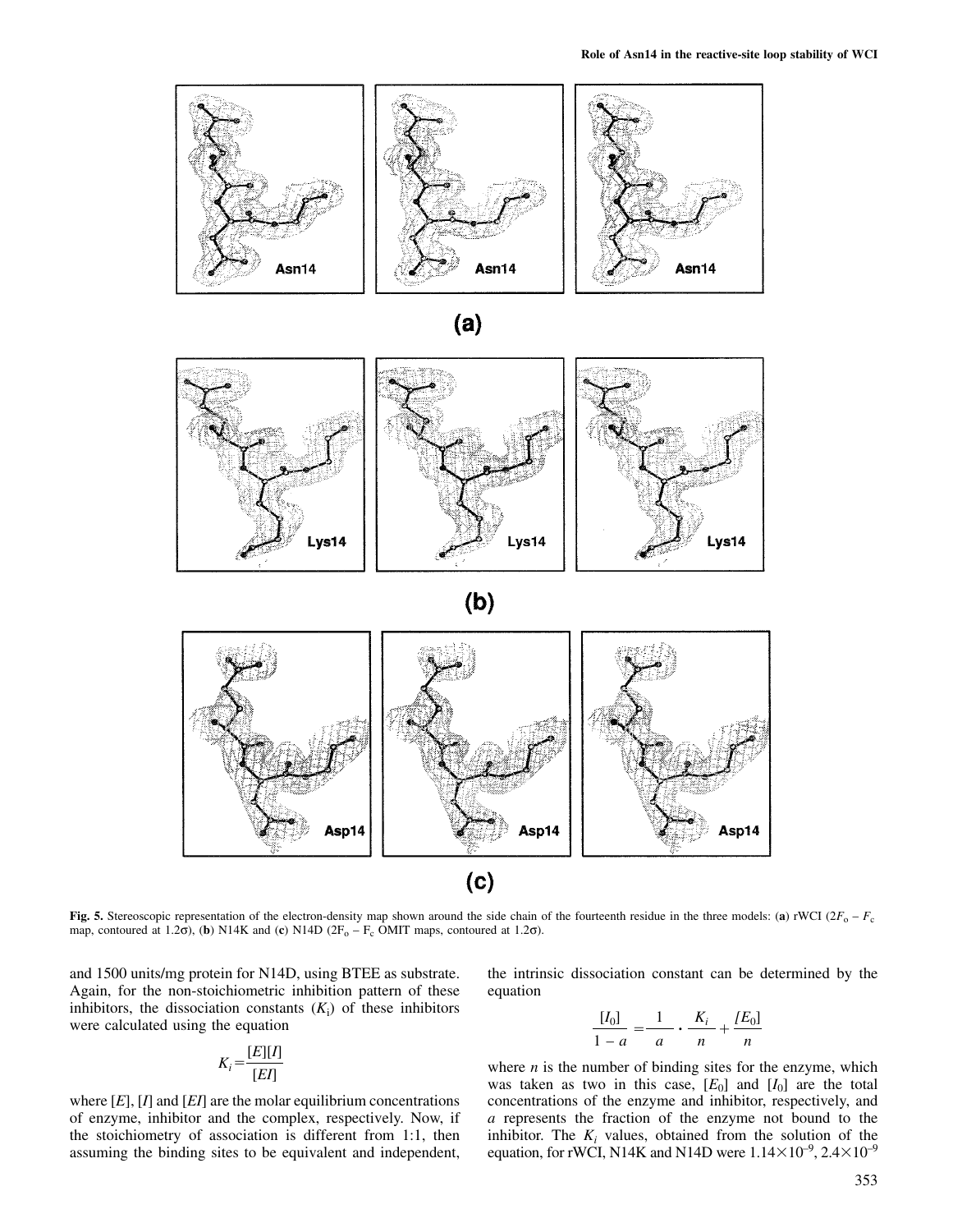**Fig. 5.** Stereoscopic representation of the electron-density map shown around the side chain of the fourteenth residue in the three models: (**a**) rWCI ($2F_o - F_c$ map, contoured at 1.2σ), (**b**) N14K and (**c**) N14D ($2F_o - F_c$ OMIT maps, contoured at 1.2σ).

and 1500 units/mg protein for N14D, using BTEE as substrate. Again, for the non-stoichiometric inhibition pattern of these inhibitors, the dissociation constants ($K_i$) of these inhibitors were calculated using the equation

$$K_i = \frac{[E][I]}{[EI]}$$

where $[E]$, $[I]$ and $[EI]$ are the molar equilibrium concentrations of enzyme, inhibitor and the complex, respectively. Now, if the stoichiometry of association is different from 1:1, then assuming the binding sites to be equivalent and independent, the intrinsic dissociation constant can be determined by the equation

$$\frac{[I_0]}{1-a} = \frac{1}{a} \cdot \frac{K_i}{n} + \frac{[E_0]}{n}$$

where $n$ is the number of binding sites for the enzyme, which was taken as two in this case, $[E_0]$ and $[I_0]$ are the total concentrations of the enzyme and inhibitor, respectively, and $a$ represents the fraction of the enzyme not bound to the inhibitor. The $K_i$ values, obtained from the solution of the equation, for rWCI, N14K and N14D were $1.14\times10^{-9}$, $2.4\times10^{-9}$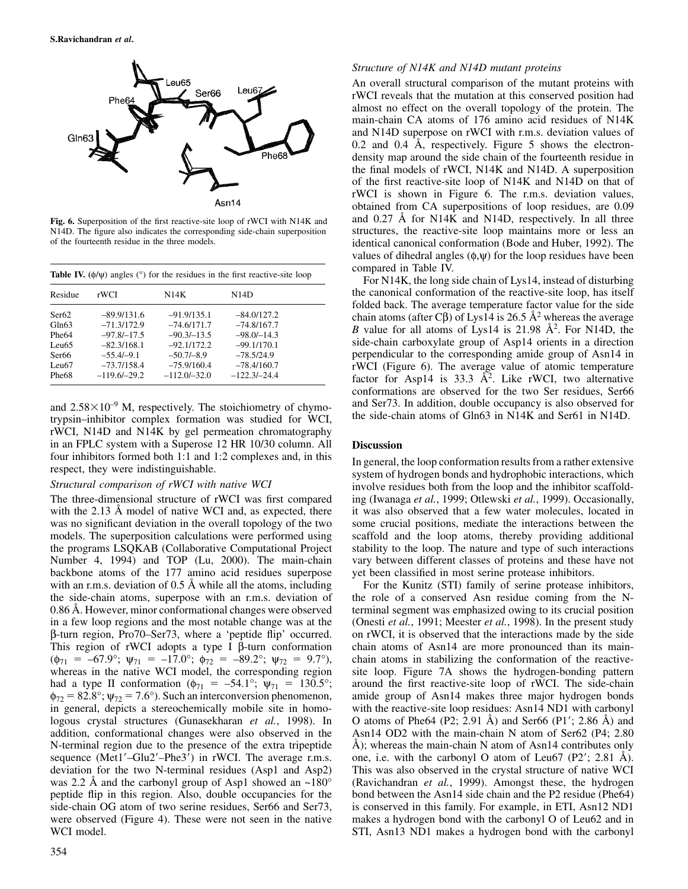Fig. 6. Superposition of the first reactive-site loop of rWCI with N14K and N14D. The figure also indicates the corresponding side-chain superposition of the fourteenth residue in the three models.

**Table IV.** (φ/ψ) angles (°) for the residues in the first reactive-site loop

| Residue | rWCI | N14K | N14D |
|---|---|---|---|
| Ser62 | –89.9/131.6 | –91.9/135.1 | –84.0/127.2 |
| Gln63 | –71.3/172.9 | –74.6/171.7 | –74.8/167.7 |
| Phe64 | –97.8/–17.5 | –90.3/–13.5 | –98.0/–14.3 |
| Leu65 | –82.3/168.1 | –92.1/172.2 | –99.1/170.1 |
| Ser66 | –55.4/–9.1 | –50.7/–8.9 | –78.5/24.9 |
| Leu67 | –73.7/158.4 | –75.9/160.4 | –78.4/160.7 |
| Phe68 | –119.6/–29.2 | –112.0/–32.0 | –122.3/–24.4 |

and $2.58\times10^{-9}$ M, respectively. The stoichiometry of chymotrypsin–inhibitor complex formation was studied for WCI, rWCI, N14D and N14K by gel permeation chromatography in an FPLC system with a Superose 12 HR 10/30 column. All four inhibitors formed both 1:1 and 1:2 complexes and, in this respect, they were indistinguishable.

### *Structural comparison of rWCI with native WCI*

The three-dimensional structure of rWCI was first compared with the 2.13 Å model of native WCI and, as expected, there was no significant deviation in the overall topology of the two models. The superposition calculations were performed using the programs LSQKAB (Collaborative Computational Project Number 4, 1994) and TOP (Lu, 2000). The main-chain backbone atoms of the 177 amino acid residues superpose with an r.m.s. deviation of 0.5 Å while all the atoms, including the side-chain atoms, superpose with an r.m.s. deviation of 0.86 Å. However, minor conformational changes were observed in a few loop regions and the most notable change was at the β-turn region, Pro70–Ser73, where a 'peptide flip' occurred. This region of rWCI adopts a type I β-turn conformation ($\phi_{71}$ = –67.9°; $\psi_{71}$ = –17.0°; $\phi_{72}$ = –89.2°; $\psi_{72}$ = 9.7°), whereas in the native WCI model, the corresponding region had a type II conformation ($\phi_{71}$ = –54.1°; $\psi_{71}$ = 130.5°; $\phi_{72}$ = 82.8°; $\psi_{72}$ = 7.6°). Such an interconversion phenomenon, in general, depicts a stereochemically mobile site in homologous crystal structures (Gunasekharan *et al.*, 1998). In addition, conformational changes were also observed in the N-terminal region due to the presence of the extra tripeptide sequence (Met1′–Glu2′–Phe3′) in rWCI. The average r.m.s. deviation for the two N-terminal residues (Asp1 and Asp2) was 2.2 Å and the carbonyl group of Asp1 showed an ~180° peptide flip in this region. Also, double occupancies for the side-chain OG atom of two serine residues, Ser66 and Ser73, were observed (Figure 4). These were not seen in the native WCI model.

### *Structure of N14K and N14D mutant proteins*

An overall structural comparison of the mutant proteins with rWCI reveals that the mutation at this conserved position had almost no effect on the overall topology of the protein. The main-chain CA atoms of 176 amino acid residues of N14K and N14D superpose on rWCI with r.m.s. deviation values of 0.2 and 0.4 Å, respectively. Figure 5 shows the electron-density map around the side chain of the fourteenth residue in the final models of rWCI, N14K and N14D. A superposition of the first reactive-site loop of N14K and N14D on that of rWCI is shown in Figure 6. The r.m.s. deviation values, obtained from CA superpositions of loop residues, are 0.09 and 0.27 Å for N14K and N14D, respectively. In all three structures, the reactive-site loop maintains more or less an identical canonical conformation (Bode and Huber, 1992). The values of dihedral angles (φ,ψ) for the loop residues have been compared in Table IV.

For N14K, the long side chain of Lys14, instead of disturbing the canonical conformation of the reactive-site loop, has itself folded back. The average temperature factor value for the side chain atoms (after Cβ) of Lys14 is 26.5 $Å^2$ whereas the average *B* value for all atoms of Lys14 is 21.98 $Å^2$. For N14D, the side-chain carboxylate group of Asp14 orients in a direction perpendicular to the corresponding amide group of Asn14 in rWCI (Figure 6). The average value of atomic temperature factor for Asp14 is 33.3 $Å^2$. Like rWCI, two alternative conformations are observed for the two Ser residues, Ser66 and Ser73. In addition, double occupancy is also observed for the side-chain atoms of Gln63 in N14K and Ser61 in N14D.

## Discussion

In general, the loop conformation results from a rather extensive system of hydrogen bonds and hydrophobic interactions, which involve residues both from the loop and the inhibitor scaffolding (Iwanaga *et al.*, 1999; Otlewski *et al.*, 1999). Occasionally, it was also observed that a few water molecules, located in some crucial positions, mediate the interactions between the scaffold and the loop atoms, thereby providing additional stability to the loop. The nature and type of such interactions vary between different classes of proteins and these have not yet been classified in most serine protease inhibitors.

For the Kunitz (STI) family of serine protease inhibitors, the role of a conserved Asn residue coming from the N-terminal segment was emphasized owing to its crucial position (Onesti *et al.*, 1991; Meester *et al.*, 1998). In the present study on rWCI, it is observed that the interactions made by the side chain atoms of Asn14 are more pronounced than its main-chain atoms in stabilizing the conformation of the reactive-site loop. Figure 7A shows the hydrogen-bonding pattern around the first reactive-site loop of rWCI. The side-chain amide group of Asn14 makes three major hydrogen bonds with the reactive-site loop residues: Asn14 ND1 with carbonyl O atoms of Phe64 (P2; 2.91 Å) and Ser66 (P1′; 2.86 Å) and Asn14 OD2 with the main-chain N atom of Ser62 (P4; 2.80 Å); whereas the main-chain N atom of Asn14 contributes only one, i.e. with the carbonyl O atom of Leu67 (P2′; 2.81 Å). This was also observed in the crystal structure of native WCI (Ravichandran *et al.*, 1999). Amongst these, the hydrogen bond between the Asn14 side chain and the P2 residue (Phe64) is conserved in this family. For example, in ETI, Asn12 ND1 makes a hydrogen bond with the carbonyl O of Leu62 and in STI, Asn13 ND1 makes a hydrogen bond with the carbonyl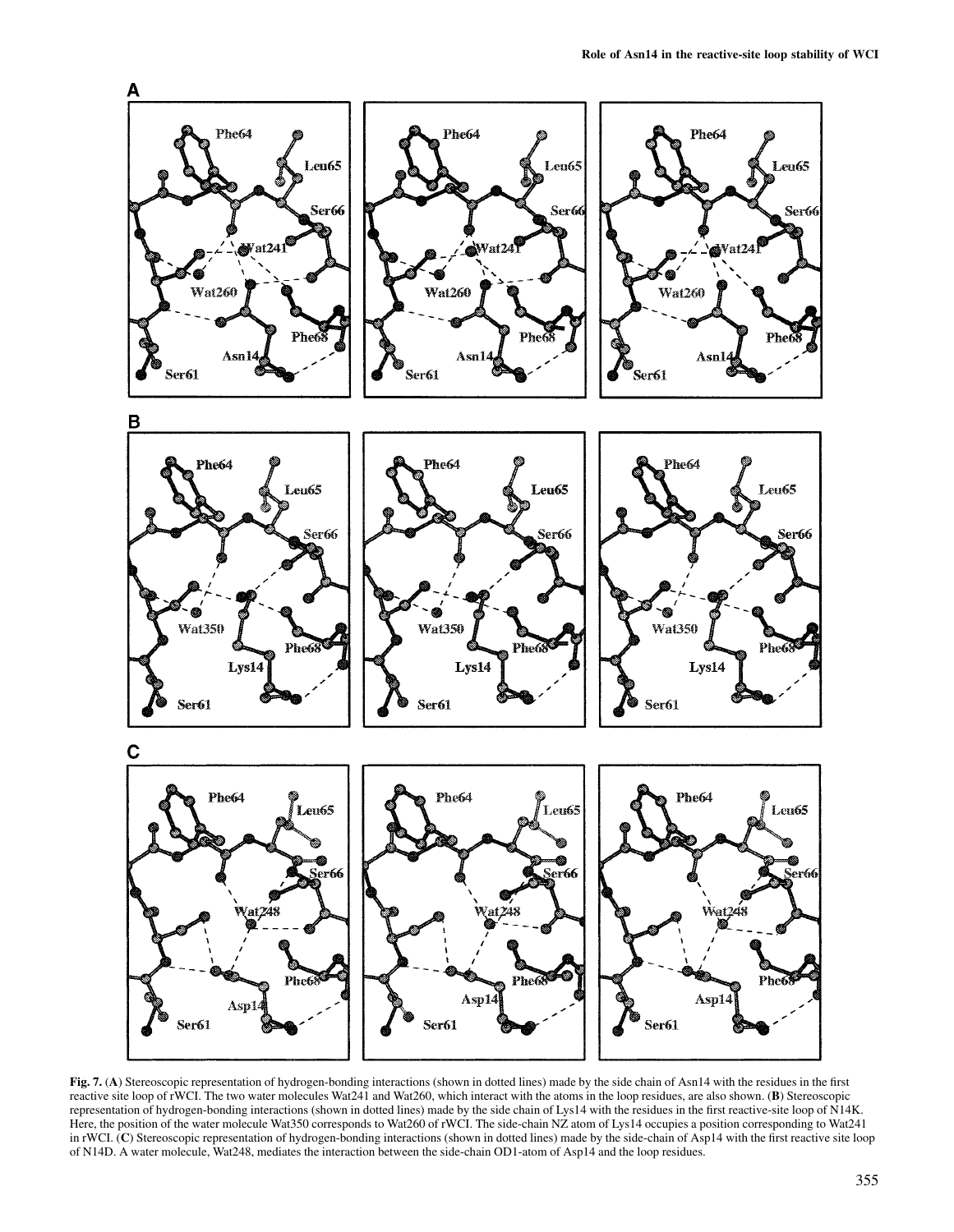**Fig. 7.** (**A**) Stereoscopic representation of hydrogen-bonding interactions (shown in dotted lines) made by the side chain of Asn14 with the residues in the first reactive site loop of rWCI. The two water molecules Wat241 and Wat260, which interact with the atoms in the loop residues, are also shown. (**B**) Stereoscopic representation of hydrogen-bonding interactions (shown in dotted lines) made by the side chain of Lys14 with the residues in the first reactive-site loop of N14K. Here, the position of the water molecule Wat350 corresponds to Wat260 of rWCI. The side-chain NZ atom of Lys14 occupies a position corresponding to Wat241 in rWCI. (**C**) Stereoscopic representation of hydrogen-bonding interactions (shown in dotted lines) made by the side-chain of Asp14 with the first reactive site loop of N14D. A water molecule, Wat248, mediates the interaction between the side-chain OD1-atom of Asp14 and the loop residues.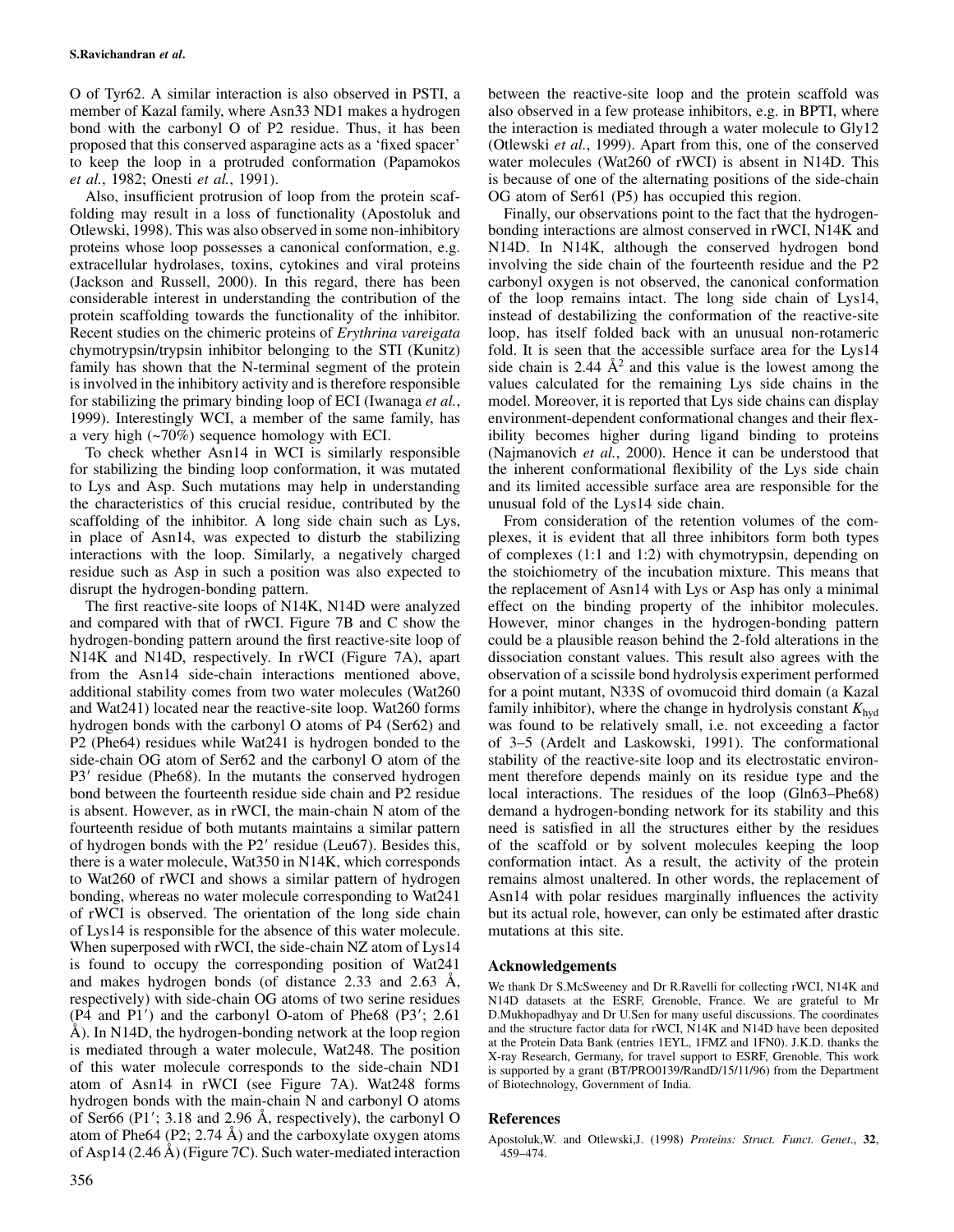O of Tyr62. A similar interaction is also observed in PSTI, a member of Kazal family, where Asn33 ND1 makes a hydrogen bond with the carbonyl O of P2 residue. Thus, it has been proposed that this conserved asparagine acts as a 'fixed spacer' to keep the loop in a protruded conformation (Papamokos *et al.*, 1982; Onesti *et al.*, 1991).

Also, insufficient protrusion of loop from the protein scaffolding may result in a loss of functionality (Apostoluk and Otlewski, 1998). This was also observed in some non-inhibitory proteins whose loop possesses a canonical conformation, e.g. extracellular hydrolases, toxins, cytokines and viral proteins (Jackson and Russell, 2000). In this regard, there has been considerable interest in understanding the contribution of the protein scaffolding towards the functionality of the inhibitor. Recent studies on the chimeric proteins of *Erythrina vareigata* chymotrypsin/trypsin inhibitor belonging to the STI (Kunitz) family has shown that the N-terminal segment of the protein is involved in the inhibitory activity and is therefore responsible for stabilizing the primary binding loop of ECI (Iwanaga *et al.*, 1999). Interestingly WCI, a member of the same family, has a very high (~70%) sequence homology with ECI.

To check whether Asn14 in WCI is similarly responsible for stabilizing the binding loop conformation, it was mutated to Lys and Asp. Such mutations may help in understanding the characteristics of this crucial residue, contributed by the scaffolding of the inhibitor. A long side chain such as Lys, in place of Asn14, was expected to disturb the stabilizing interactions with the loop. Similarly, a negatively charged residue such as Asp in such a position was also expected to disrupt the hydrogen-bonding pattern.

The first reactive-site loops of N14K, N14D were analyzed and compared with that of rWCI. Figure 7B and C show the hydrogen-bonding pattern around the first reactive-site loop of N14K and N14D, respectively. In rWCI (Figure 7A), apart from the Asn14 side-chain interactions mentioned above, additional stability comes from two water molecules (Wat260 and Wat241) located near the reactive-site loop. Wat260 forms hydrogen bonds with the carbonyl O atoms of P4 (Ser62) and P2 (Phe64) residues while Wat241 is hydrogen bonded to the side-chain OG atom of Ser62 and the carbonyl O atom of the P3′ residue (Phe68). In the mutants the conserved hydrogen bond between the fourteenth residue side chain and P2 residue is absent. However, as in rWCI, the main-chain N atom of the fourteenth residue of both mutants maintains a similar pattern of hydrogen bonds with the P2′ residue (Leu67). Besides this, there is a water molecule, Wat350 in N14K, which corresponds to Wat260 of rWCI and shows a similar pattern of hydrogen bonding, whereas no water molecule corresponding to Wat241 of rWCI is observed. The orientation of the long side chain of Lys14 is responsible for the absence of this water molecule. When superposed with rWCI, the side-chain NZ atom of Lys14 is found to occupy the corresponding position of Wat241 and makes hydrogen bonds (of distance 2.33 and 2.63 Å, respectively) with side-chain OG atoms of two serine residues (P4 and P1′) and the carbonyl O-atom of Phe68 (P3′; 2.61 Å). In N14D, the hydrogen-bonding network at the loop region is mediated through a water molecule, Wat248. The position of this water molecule corresponds to the side-chain ND1 atom of Asn14 in rWCI (see Figure 7A). Wat248 forms hydrogen bonds with the main-chain N and carbonyl O atoms of Ser66 (P1′; 3.18 and 2.96 Å, respectively), the carbonyl O atom of Phe64 (P2; 2.74 Å) and the carboxylate oxygen atoms of Asp14 (2.46 Å) (Figure 7C). Such water-mediated interaction between the reactive-site loop and the protein scaffold was also observed in a few protease inhibitors, e.g. in BPTI, where the interaction is mediated through a water molecule to Gly12 (Otlewski *et al.*, 1999). Apart from this, one of the conserved water molecules (Wat260 of rWCI) is absent in N14D. This is because of one of the alternating positions of the side-chain OG atom of Ser61 (P5) has occupied this region.

Finally, our observations point to the fact that the hydrogen-bonding interactions are almost conserved in rWCI, N14K and N14D. In N14K, although the conserved hydrogen bond involving the side chain of the fourteenth residue and the P2 carbonyl oxygen is not observed, the canonical conformation of the loop remains intact. The long side chain of Lys14, instead of destabilizing the conformation of the reactive-site loop, has itself folded back with an unusual non-rotameric fold. It is seen that the accessible surface area for the Lys14 side chain is 2.44 $\text{Å}^2$ and this value is the lowest among the values calculated for the remaining Lys side chains in the model. Moreover, it is reported that Lys side chains can display environment-dependent conformational changes and their flexibility becomes higher during ligand binding to proteins (Najmanovich *et al.*, 2000). Hence it can be understood that the inherent conformational flexibility of the Lys side chain and its limited accessible surface area are responsible for the unusual fold of the Lys14 side chain.

From consideration of the retention volumes of the complexes, it is evident that all three inhibitors form both types of complexes (1:1 and 1:2) with chymotrypsin, depending on the stoichiometry of the incubation mixture. This means that the replacement of Asn14 with Lys or Asp has only a minimal effect on the binding property of the inhibitor molecules. However, minor changes in the hydrogen-bonding pattern could be a plausible reason behind the 2-fold alterations in the dissociation constant values. This result also agrees with the observation of a scissile bond hydrolysis experiment performed for a point mutant, N33S of ovomucoid third domain (a Kazal family inhibitor), where the change in hydrolysis constant $K_{hyd}$ was found to be relatively small, i.e. not exceeding a factor of 3–5 (Ardelt and Laskowski, 1991). The conformational stability of the reactive-site loop and its electrostatic environment therefore depends mainly on its residue type and the local interactions. The residues of the loop (Gln63–Phe68) demand a hydrogen-bonding network for its stability and this need is satisfied in all the structures either by the residues of the scaffold or by solvent molecules keeping the loop conformation intact. As a result, the activity of the protein remains almost unaltered. In other words, the replacement of Asn14 with polar residues marginally influences the activity but its actual role, however, can only be estimated after drastic mutations at this site.

## Acknowledgements

We thank Dr S.McSweeney and Dr R.Ravelli for collecting rWCI, N14K and N14D datasets at the ESRF, Grenoble, France. We are grateful to Mr D.Mukhopadhyay and Dr U.Sen for many useful discussions. The coordinates and the structure factor data for rWCI, N14K and N14D have been deposited at the Protein Data Bank (entries 1EYL, 1FMZ and 1FN0). J.K.D. thanks the X-ray Research, Germany, for travel support to ESRF, Grenoble. This work is supported by a grant (BT/PRO0139/RandD/15/11/96) from the Department of Biotechnology, Government of India.

## References

Apostoluk,W. and Otlewski,J. (1998) *Proteins: Struct. Funct. Genet.*, **32**, 459–474.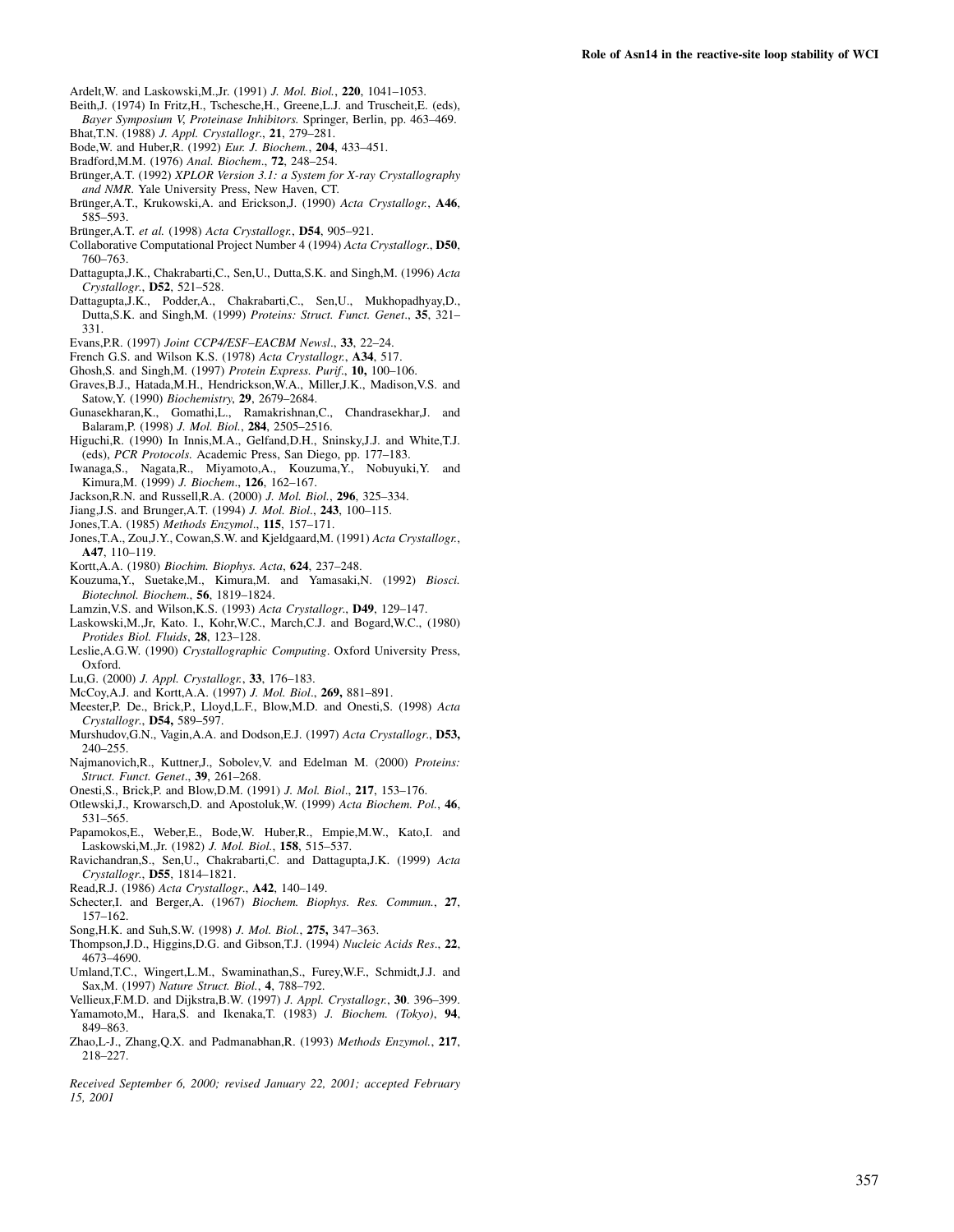Ardelt,W. and Laskowski,M.,Jr. (1991) *J. Mol. Biol.*, **220**, 1041–1053.

Beith,J. (1974) In Fritz,H., Tschesche,H., Greene,L.J. and Truscheit,E. (eds), *Bayer Symposium V, Proteinase Inhibitors.* Springer, Berlin, pp. 463–469.

Bhat,T.N. (1988) *J. Appl. Crystallogr.*, **21**, 279–281.

Bode,W. and Huber,R. (1992) *Eur. J. Biochem.*, **204**, 433–451.

Bradford,M.M. (1976) *Anal. Biochem.*, **72**, 248–254.

Brünger,A.T. (1992) *XPLOR Version 3.1: a System for X-ray Crystallography and NMR*. Yale University Press, New Haven, CT.

Brünger,A.T., Krukowski,A. and Erickson,J. (1990) *Acta Crystallogr.*, **A46**, 585–593.

Brünger,A.T. *et al.* (1998) *Acta Crystallogr.*, **D54**, 905–921.

Collaborative Computational Project Number 4 (1994) *Acta Crystallogr.*, **D50**, 760–763.

Dattagupta,J.K., Chakrabarti,C., Sen,U., Dutta,S.K. and Singh,M. (1996) *Acta Crystallogr.*, **D52**, 521–528.

Dattagupta,J.K., Podder,A., Chakrabarti,C., Sen,U., Mukhopadhyay,D., Dutta,S.K. and Singh,M. (1999) *Proteins: Struct. Funct. Genet*., **35**, 321–331.

Evans,P.R. (1997) *Joint CCP4/ESF–EACBM Newsl*., **33**, 22–24.

French G.S. and Wilson K.S. (1978) *Acta Crystallogr.*, **A34**, 517.

Ghosh,S. and Singh,M. (1997) *Protein Express. Purif*., **10,** 100–106.

Graves,B.J., Hatada,M.H., Hendrickson,W.A., Miller,J.K., Madison,V.S. and Satow,Y. (1990) *Biochemistry*, **29**, 2679–2684.

Gunasekharan,K., Gomathi,L., Ramakrishnan,C., Chandrasekhar,J. and Balaram,P. (1998) *J. Mol. Biol.*, **284**, 2505–2516.

Higuchi,R. (1990) In Innis,M.A., Gelfand,D.H., Sninsky,J.J. and White,T.J. (eds), *PCR Protocols.* Academic Press, San Diego, pp. 177–183.

Iwanaga,S., Nagata,R., Miyamoto,A., Kouzuma,Y., Nobuyuki,Y. and Kimura,M. (1999) *J. Biochem*., **126**, 162–167.

Jackson,R.N. and Russell,R.A. (2000) *J. Mol. Biol.*, **296**, 325–334.

Jiang,J.S. and Brunger,A.T. (1994) *J. Mol. Biol*., **243**, 100–115.

Jones,T.A. (1985) *Methods Enzymol*., **115**, 157–171.

Jones,T.A., Zou,J.Y., Cowan,S.W. and Kjeldgaard,M. (1991) *Acta Crystallogr.*, **A47**, 110–119.

Kortt,A.A. (1980) *Biochim. Biophys. Acta*, **624**, 237–248.

Kouzuma,Y., Suetake,M., Kimura,M. and Yamasaki,N. (1992) *Biosci. Biotechnol. Biochem*., **56**, 1819–1824.

Lamzin,V.S. and Wilson,K.S. (1993) *Acta Crystallogr.*, **D49**, 129–147.

Laskowski,M.,Jr, Kato. I., Kohr,W.C., March,C.J. and Bogard,W.C., (1980) *Protides Biol. Fluids*, **28**, 123–128.

Leslie,A.G.W. (1990) *Crystallographic Computing*. Oxford University Press, Oxford.

Lu,G. (2000) *J. Appl. Crystallogr.*, **33**, 176–183.

McCoy,A.J. and Kortt,A.A. (1997) *J. Mol. Biol*., **269,** 881–891.

Meester,P. De., Brick,P., Lloyd,L.F., Blow,M.D. and Onesti,S. (1998) *Acta Crystallogr.*, **D54,** 589–597.

Murshudov,G.N., Vagin,A.A. and Dodson,E.J. (1997) *Acta Crystallogr*., **D53,** 240–255.

Najmanovich,R., Kuttner,J., Sobolev,V. and Edelman M. (2000) *Proteins: Struct. Funct. Genet*., **39**, 261–268.

Onesti,S., Brick,P. and Blow,D.M. (1991) *J. Mol. Biol*., **217**, 153–176.

Otlewski,J., Krowarsch,D. and Apostoluk,W. (1999) *Acta Biochem. Pol.*, **46**, 531–565.

Papamokos,E., Weber,E., Bode,W. Huber,R., Empie,M.W., Kato,I. and Laskowski,M.,Jr. (1982) *J. Mol. Biol.*, **158**, 515–537.

Ravichandran,S., Sen,U., Chakrabarti,C. and Dattagupta,J.K. (1999) *Acta Crystallogr.*, **D55**, 1814–1821.

Read,R.J. (1986) *Acta Crystallogr*., **A42**, 140–149.

Schecter,I. and Berger,A. (1967) *Biochem. Biophys. Res. Commun.*, **27**, 157–162.

Song,H.K. and Suh,S.W. (1998) *J. Mol. Biol.*, **275,** 347–363.

Thompson,J.D., Higgins,D.G. and Gibson,T.J. (1994) *Nucleic Acids Res*., **22**, 4673–4690.

Umland,T.C., Wingert,L.M., Swaminathan,S., Furey,W.F., Schmidt,J.J. and Sax,M. (1997) *Nature Struct. Biol.*, **4**, 788–792.

Vellieux,F.M.D. and Dijkstra,B.W. (1997) *J. Appl. Crystallogr.*, **30**. 396–399.

Yamamoto,M., Hara,S. and Ikenaka,T. (1983) *J. Biochem. (Tokyo)*, **94**, 849–863.

Zhao,L-J., Zhang,Q.X. and Padmanabhan,R. (1993) *Methods Enzymol.*, **217**, 218–227.

*Received September 6, 2000; revised January 22, 2001; accepted February 15, 2001*